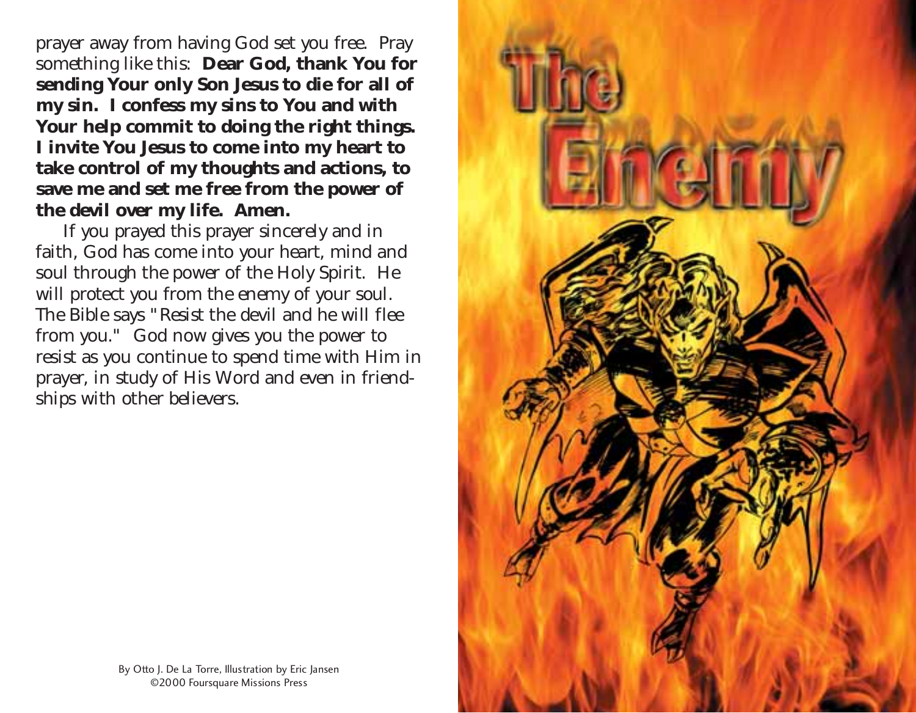prayer away from having God set you free. Pray something like this: **Dear God, thank You for sending Your only Son Jesus to die for all of my sin. I confess my sins to You and with Your help commit to doing the right things. I invite You Jesus to come into my heart to take control of my thoughts and actions, to save me and set me free from the power of the devil over my life. Amen.**

If you prayed this prayer sincerely and in faith, God has come into your heart, mind and soul through the power of the Holy Spirit. He will protect you from the enemy of your soul. The Bible says "Resist the devil and he will flee from you." God now gives you the power to resist as you continue to spend time with Him in prayer, in study of His Word and even in friendships with other believers.

By Otto J. De La Torre, Illustration by Eric Jansen
©2000 Foursquare Missions Press

# The Enemy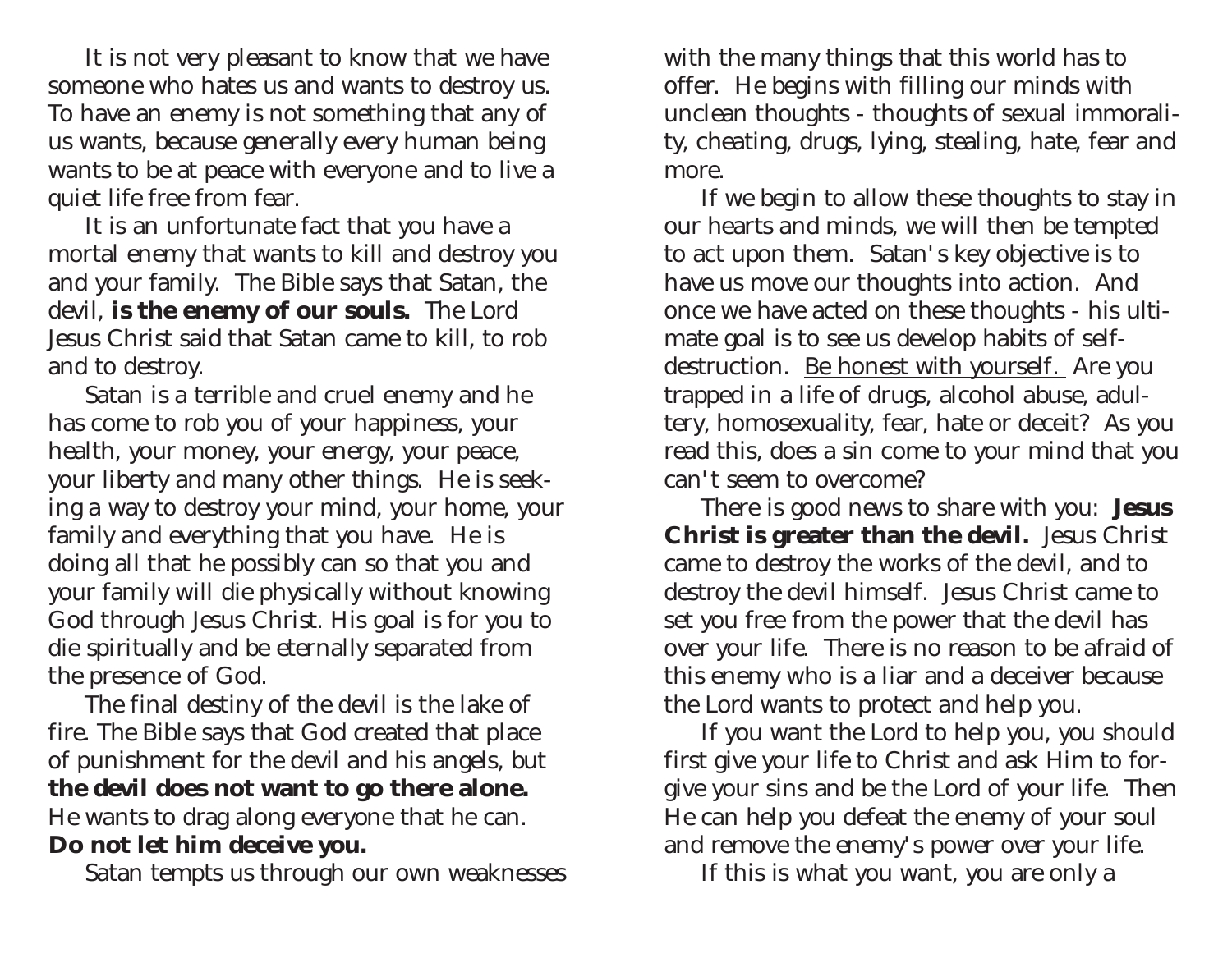It is not very pleasant to know that we have someone who hates us and wants to destroy us. To have an enemy is not something that any of us wants, because generally every human being wants to be at peace with everyone and to live a quiet life free from fear.

It is an unfortunate fact that you have a mortal enemy that wants to kill and destroy you and your family. The Bible says that Satan, the devil, **is the enemy of our souls.** The Lord Jesus Christ said that Satan came to kill, to rob and to destroy.

Satan is a terrible and cruel enemy and he has come to rob you of your happiness, your health, your money, your energy, your peace, your liberty and many other things. He is seeking a way to destroy your mind, your home, your family and everything that you have. He is doing all that he possibly can so that you and your family will die physically without knowing God through Jesus Christ. His goal is for you to die spiritually and be eternally separated from the presence of God.

The final destiny of the devil is the lake of fire. The Bible says that God created that place of punishment for the devil and his angels, but **the devil does not want to go there alone.** He wants to drag along everyone that he can. **Do not let him deceive you.**

Satan tempts us through our own weaknesses with the many things that this world has to offer. He begins with filling our minds with unclean thoughts - thoughts of sexual immorality, cheating, drugs, lying, stealing, hate, fear and more.

If we begin to allow these thoughts to stay in our hearts and minds, we will then be tempted to act upon them. Satan's key objective is to have us move our thoughts into action. And once we have acted on these thoughts - his ultimate goal is to see us develop habits of self-destruction. <u>Be honest with yourself.</u> Are you trapped in a life of drugs, alcohol abuse, adultery, homosexuality, fear, hate or deceit? As you read this, does a sin come to your mind that you can't seem to overcome?

There is good news to share with you: **Jesus Christ is greater than the devil.** Jesus Christ came to destroy the works of the devil, and to destroy the devil himself. Jesus Christ came to set you free from the power that the devil has over your life. There is no reason to be afraid of this enemy who is a liar and a deceiver because the Lord wants to protect and help you.

If you want the Lord to help you, you should first give your life to Christ and ask Him to forgive your sins and be the Lord of your life. Then He can help you defeat the enemy of your soul and remove the enemy's power over your life.

If this is what you want, you are only a